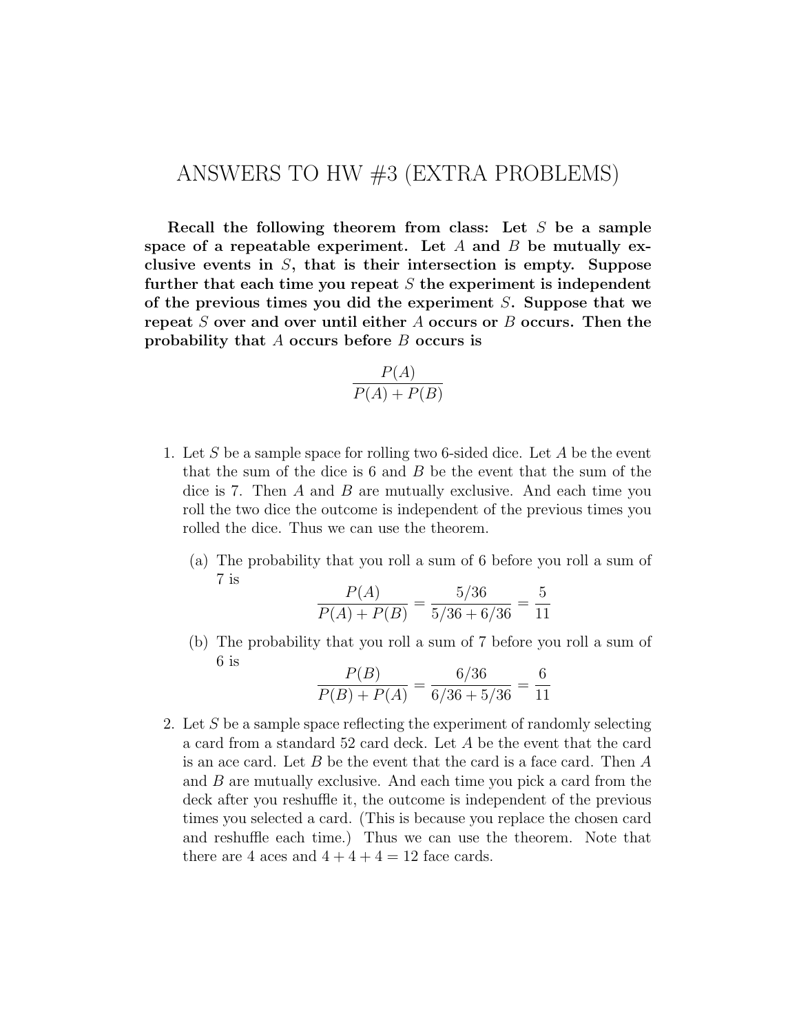# ANSWERS TO HW #3 (EXTRA PROBLEMS)

**Recall the following theorem from class: Let $S$ be a sample space of a repeatable experiment. Let $A$ and $B$ be mutually exclusive events in $S$, that is their intersection is empty. Suppose further that each time you repeat $S$ the experiment is independent of the previous times you did the experiment $S$. Suppose that we repeat $S$ over and over until either $A$ occurs or $B$ occurs. Then the probability that $A$ occurs before $B$ occurs is**

$$\frac{P(A)}{P(A) + P(B)}$$

1. Let $S$ be a sample space for rolling two 6-sided dice. Let $A$ be the event that the sum of the dice is 6 and $B$ be the event that the sum of the dice is 7. Then $A$ and $B$ are mutually exclusive. And each time you roll the two dice the outcome is independent of the previous times you rolled the dice. Thus we can use the theorem.

   (a) The probability that you roll a sum of 6 before you roll a sum of 7 is
   $$\frac{P(A)}{P(A) + P(B)} = \frac{5/36}{5/36 + 6/36} = \frac{5}{11}$$

   (b) The probability that you roll a sum of 7 before you roll a sum of 6 is
   $$\frac{P(B)}{P(B) + P(A)} = \frac{6/36}{6/36 + 5/36} = \frac{6}{11}$$

2. Let $S$ be a sample space reflecting the experiment of randomly selecting a card from a standard 52 card deck. Let $A$ be the event that the card is an ace card. Let $B$ be the event that the card is a face card. Then $A$ and $B$ are mutually exclusive. And each time you pick a card from the deck after you reshuffle it, the outcome is independent of the previous times you selected a card. (This is because you replace the chosen card and reshuffle each time.) Thus we can use the theorem. Note that there are 4 aces and $4 + 4 + 4 = 12$ face cards.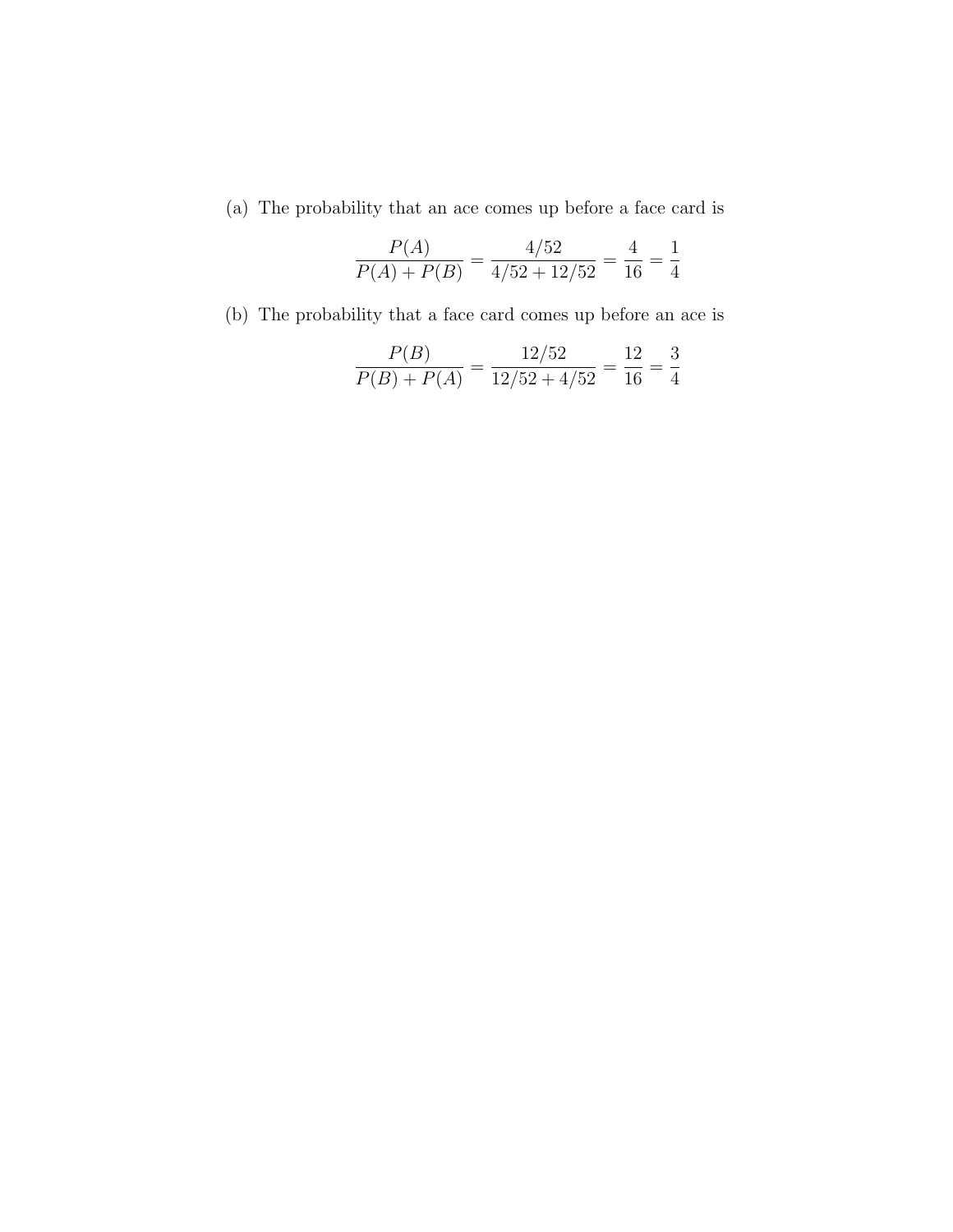(a) The probability that an ace comes up before a face card is

$$\frac{P(A)}{P(A)+P(B)} = \frac{4/52}{4/52+12/52} = \frac{4}{16} = \frac{1}{4}$$

(b) The probability that a face card comes up before an ace is

$$\frac{P(B)}{P(B)+P(A)} = \frac{12/52}{12/52+4/52} = \frac{12}{16} = \frac{3}{4}$$